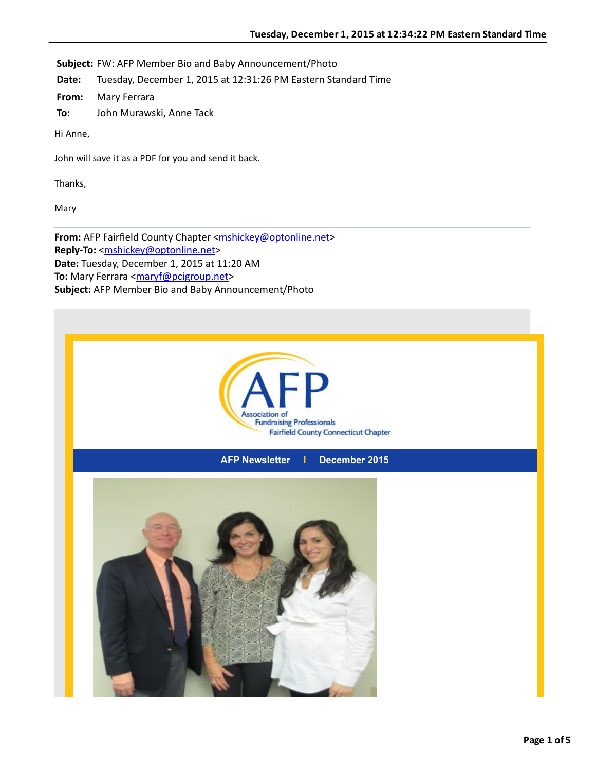**Subject:** FW: AFP Member Bio and Baby Announcement/Photo

**Date:** Tuesday, December 1, 2015 at 12:31:26 PM Eastern Standard Time

**From:** Mary Ferrara

**To:** John Murawski, Anne Tack

Hi Anne,

John will save it as a PDF for you and send it back.

Thanks,

Mary

---

**From:** AFP Fairfield County Chapter <mshickey@optonline.net>
**Reply-To:** <mshickey@optonline.net>
**Date:** Tuesday, December 1, 2015 at 11:20 AM
**To:** Mary Ferrara <maryf@pcigroup.net>
**Subject:** AFP Member Bio and Baby Announcement/Photo

AFP
Association of Fundraising Professionals
Fairfield County Connecticut Chapter

**AFP Newsletter | December 2015**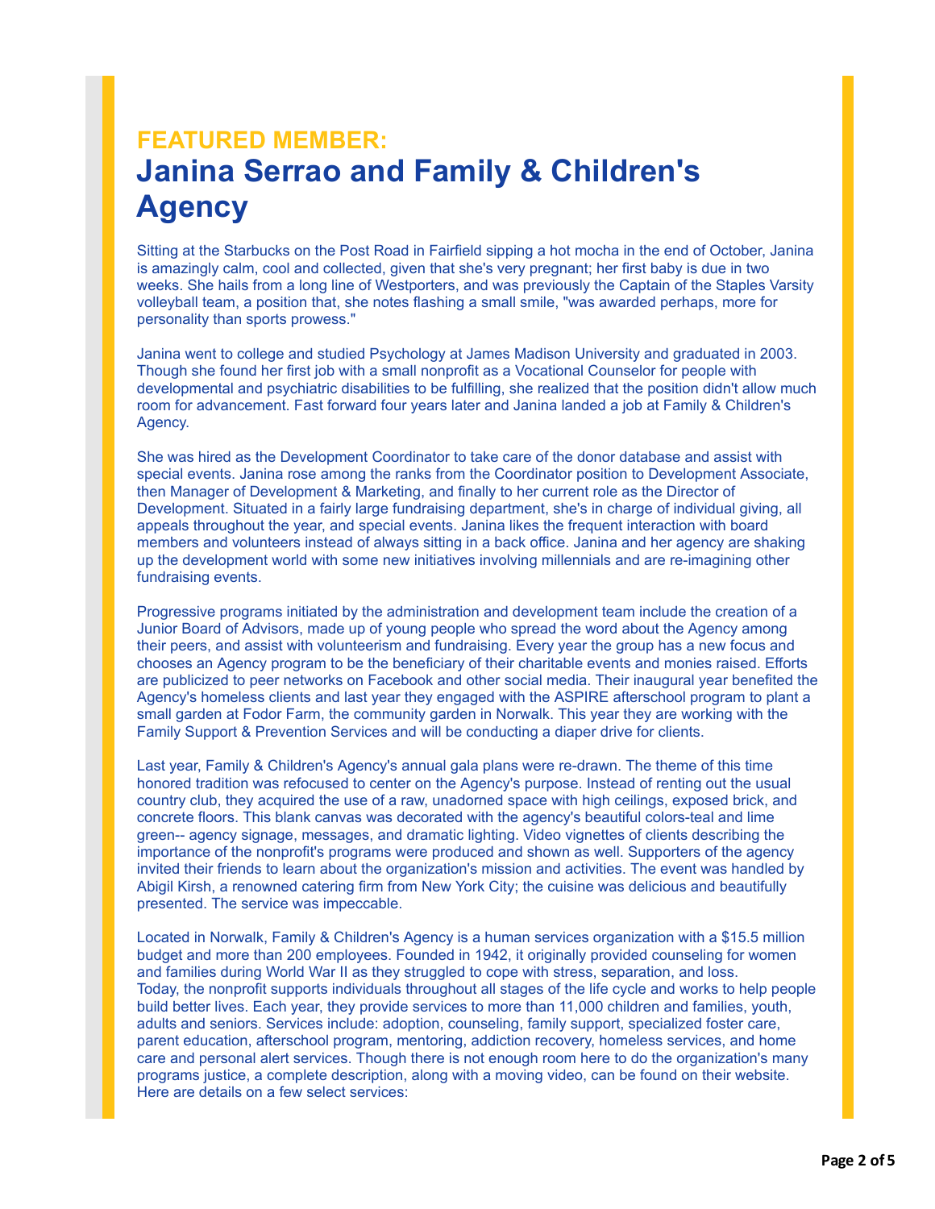## FEATURED MEMBER:

# Janina Serrao and Family & Children's Agency

Sitting at the Starbucks on the Post Road in Fairfield sipping a hot mocha in the end of October, Janina is amazingly calm, cool and collected, given that she's very pregnant; her first baby is due in two weeks. She hails from a long line of Westporters, and was previously the Captain of the Staples Varsity volleyball team, a position that, she notes flashing a small smile, "was awarded perhaps, more for personality than sports prowess."

Janina went to college and studied Psychology at James Madison University and graduated in 2003. Though she found her first job with a small nonprofit as a Vocational Counselor for people with developmental and psychiatric disabilities to be fulfilling, she realized that the position didn't allow much room for advancement. Fast forward four years later and Janina landed a job at Family & Children's Agency.

She was hired as the Development Coordinator to take care of the donor database and assist with special events. Janina rose among the ranks from the Coordinator position to Development Associate, then Manager of Development & Marketing, and finally to her current role as the Director of Development. Situated in a fairly large fundraising department, she's in charge of individual giving, all appeals throughout the year, and special events. Janina likes the frequent interaction with board members and volunteers instead of always sitting in a back office. Janina and her agency are shaking up the development world with some new initiatives involving millennials and are re-imagining other fundraising events.

Progressive programs initiated by the administration and development team include the creation of a Junior Board of Advisors, made up of young people who spread the word about the Agency among their peers, and assist with volunteerism and fundraising. Every year the group has a new focus and chooses an Agency program to be the beneficiary of their charitable events and monies raised. Efforts are publicized to peer networks on Facebook and other social media. Their inaugural year benefited the Agency's homeless clients and last year they engaged with the ASPIRE afterschool program to plant a small garden at Fodor Farm, the community garden in Norwalk. This year they are working with the Family Support & Prevention Services and will be conducting a diaper drive for clients.

Last year, Family & Children's Agency's annual gala plans were re-drawn. The theme of this time honored tradition was refocused to center on the Agency's purpose. Instead of renting out the usual country club, they acquired the use of a raw, unadorned space with high ceilings, exposed brick, and concrete floors. This blank canvas was decorated with the agency's beautiful colors-teal and lime green-- agency signage, messages, and dramatic lighting. Video vignettes of clients describing the importance of the nonprofit's programs were produced and shown as well. Supporters of the agency invited their friends to learn about the organization's mission and activities. The event was handled by Abigil Kirsh, a renowned catering firm from New York City; the cuisine was delicious and beautifully presented. The service was impeccable.

Located in Norwalk, Family & Children's Agency is a human services organization with a $15.5 million budget and more than 200 employees. Founded in 1942, it originally provided counseling for women and families during World War II as they struggled to cope with stress, separation, and loss. Today, the nonprofit supports individuals throughout all stages of the life cycle and works to help people build better lives. Each year, they provide services to more than 11,000 children and families, youth, adults and seniors. Services include: adoption, counseling, family support, specialized foster care, parent education, afterschool program, mentoring, addiction recovery, homeless services, and home care and personal alert services. Though there is not enough room here to do the organization's many programs justice, a complete description, along with a moving video, can be found on their website. Here are details on a few select services: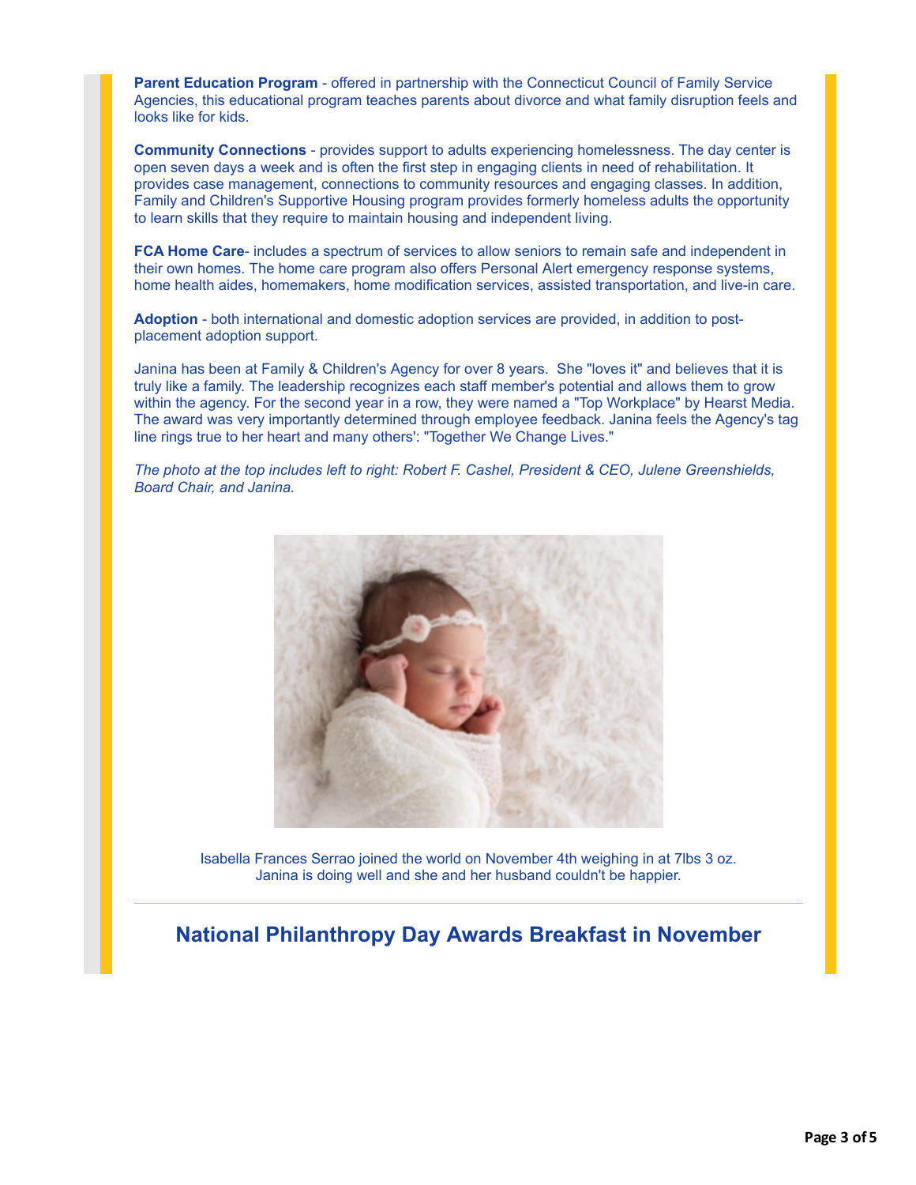**Parent Education Program** - offered in partnership with the Connecticut Council of Family Service Agencies, this educational program teaches parents about divorce and what family disruption feels and looks like for kids.

**Community Connections** - provides support to adults experiencing homelessness. The day center is open seven days a week and is often the first step in engaging clients in need of rehabilitation. It provides case management, connections to community resources and engaging classes. In addition, Family and Children's Supportive Housing program provides formerly homeless adults the opportunity to learn skills that they require to maintain housing and independent living.

**FCA Home Care**- includes a spectrum of services to allow seniors to remain safe and independent in their own homes. The home care program also offers Personal Alert emergency response systems, home health aides, homemakers, home modification services, assisted transportation, and live-in care.

**Adoption** - both international and domestic adoption services are provided, in addition to post-placement adoption support.

Janina has been at Family & Children's Agency for over 8 years. She "loves it" and believes that it is truly like a family. The leadership recognizes each staff member's potential and allows them to grow within the agency. For the second year in a row, they were named a "Top Workplace" by Hearst Media. The award was very importantly determined through employee feedback. Janina feels the Agency's tag line rings true to her heart and many others': "Together We Change Lives."

*The photo at the top includes left to right: Robert F. Cashel, President & CEO, Julene Greenshields, Board Chair, and Janina.*

Isabella Frances Serrao joined the world on November 4th weighing in at 7lbs 3 oz. Janina is doing well and she and her husband couldn't be happier.

---

## National Philanthropy Day Awards Breakfast in November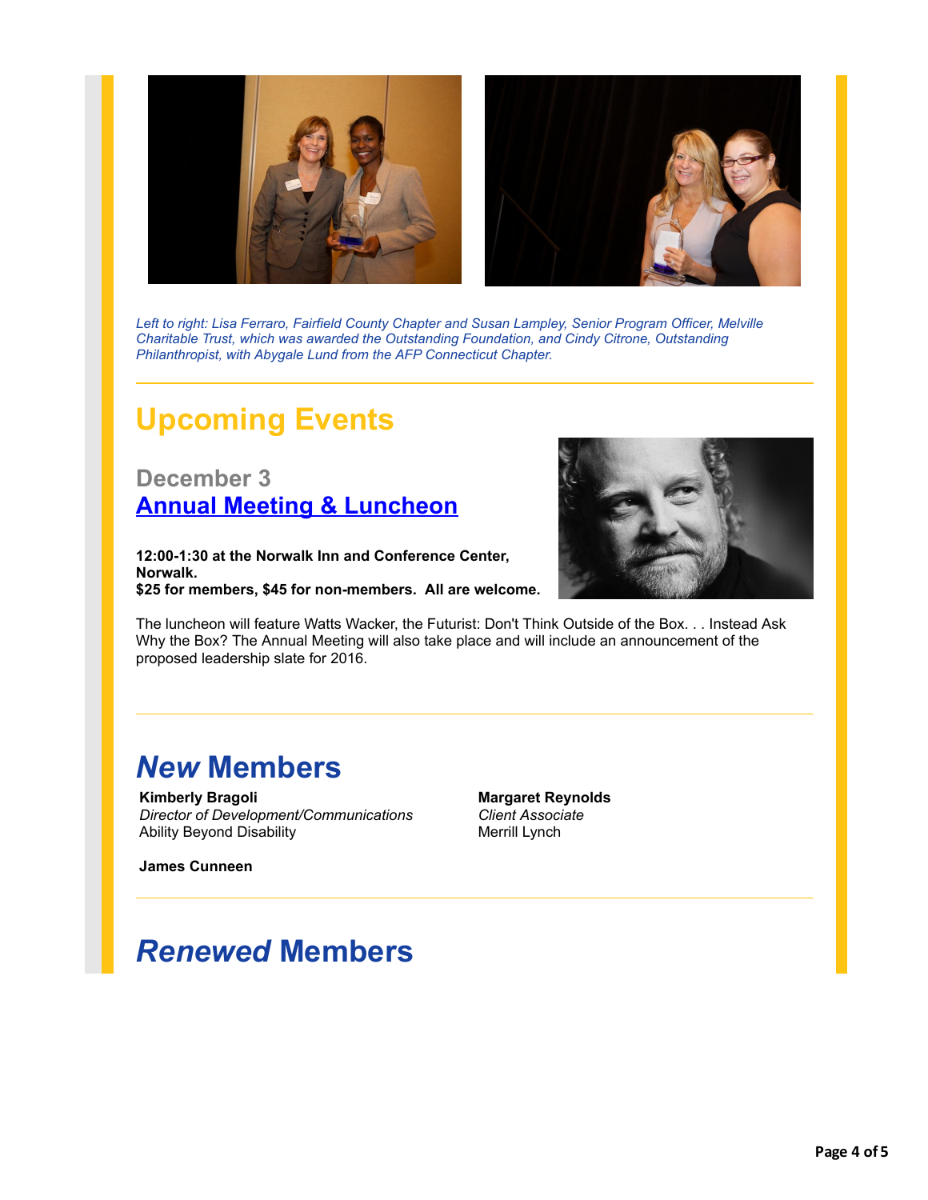*Left to right: Lisa Ferraro, Fairfield County Chapter and Susan Lampley, Senior Program Officer, Melville Charitable Trust, which was awarded the Outstanding Foundation, and Cindy Citrone, Outstanding Philanthropist, with Abygale Lund from the AFP Connecticut Chapter.*

---

# Upcoming Events

## December 3
## Annual Meeting & Luncheon

**12:00-1:30 at the Norwalk Inn and Conference Center, Norwalk.**
**$25 for members, $45 for non-members. All are welcome.**

The luncheon will feature Watts Wacker, the Futurist: Don't Think Outside of the Box. . . Instead Ask Why the Box? The Annual Meeting will also take place and will include an announcement of the proposed leadership slate for 2016.

---

# *New* Members

**Kimberly Bragoli**
*Director of Development/Communications*
Ability Beyond Disability

**Margaret Reynolds**
*Client Associate*
Merrill Lynch

**James Cunneen**

---

# *Renewed* Members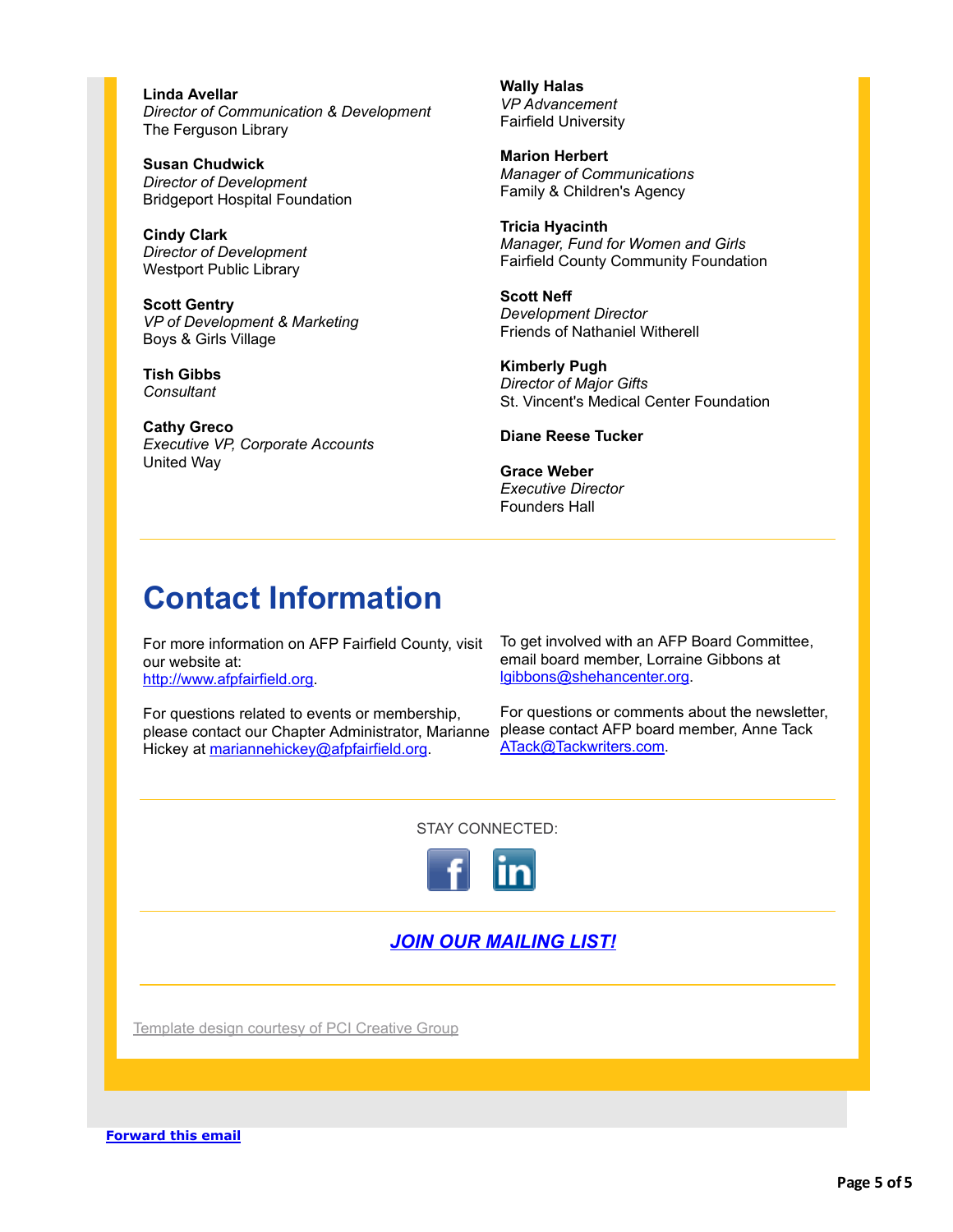**Linda Avellar**
*Director of Communication & Development*
The Ferguson Library

**Susan Chudwick**
*Director of Development*
Bridgeport Hospital Foundation

**Cindy Clark**
*Director of Development*
Westport Public Library

**Scott Gentry**
*VP of Development & Marketing*
Boys & Girls Village

**Tish Gibbs**
*Consultant*

**Cathy Greco**
*Executive VP, Corporate Accounts*
United Way

**Wally Halas**
*VP Advancement*
Fairfield University

**Marion Herbert**
*Manager of Communications*
Family & Children's Agency

**Tricia Hyacinth**
*Manager, Fund for Women and Girls*
Fairfield County Community Foundation

**Scott Neff**
*Development Director*
Friends of Nathaniel Witherell

**Kimberly Pugh**
*Director of Major Gifts*
St. Vincent's Medical Center Foundation

**Diane Reese Tucker**

**Grace Weber**
*Executive Director*
Founders Hall

---

# Contact Information

For more information on AFP Fairfield County, visit our website at: http://www.afpfairfield.org.

For questions related to events or membership, please contact our Chapter Administrator, Marianne Hickey at mariannehickey@afpfairfield.org.

To get involved with an AFP Board Committee, email board member, Lorraine Gibbons at lgibbons@shehancenter.org.

For questions or comments about the newsletter, please contact AFP board member, Anne Tack ATack@Tackwriters.com.

---

STAY CONNECTED:

---

***JOIN OUR MAILING LIST!***

---

Template design courtesy of PCI Creative Group

**Forward this email**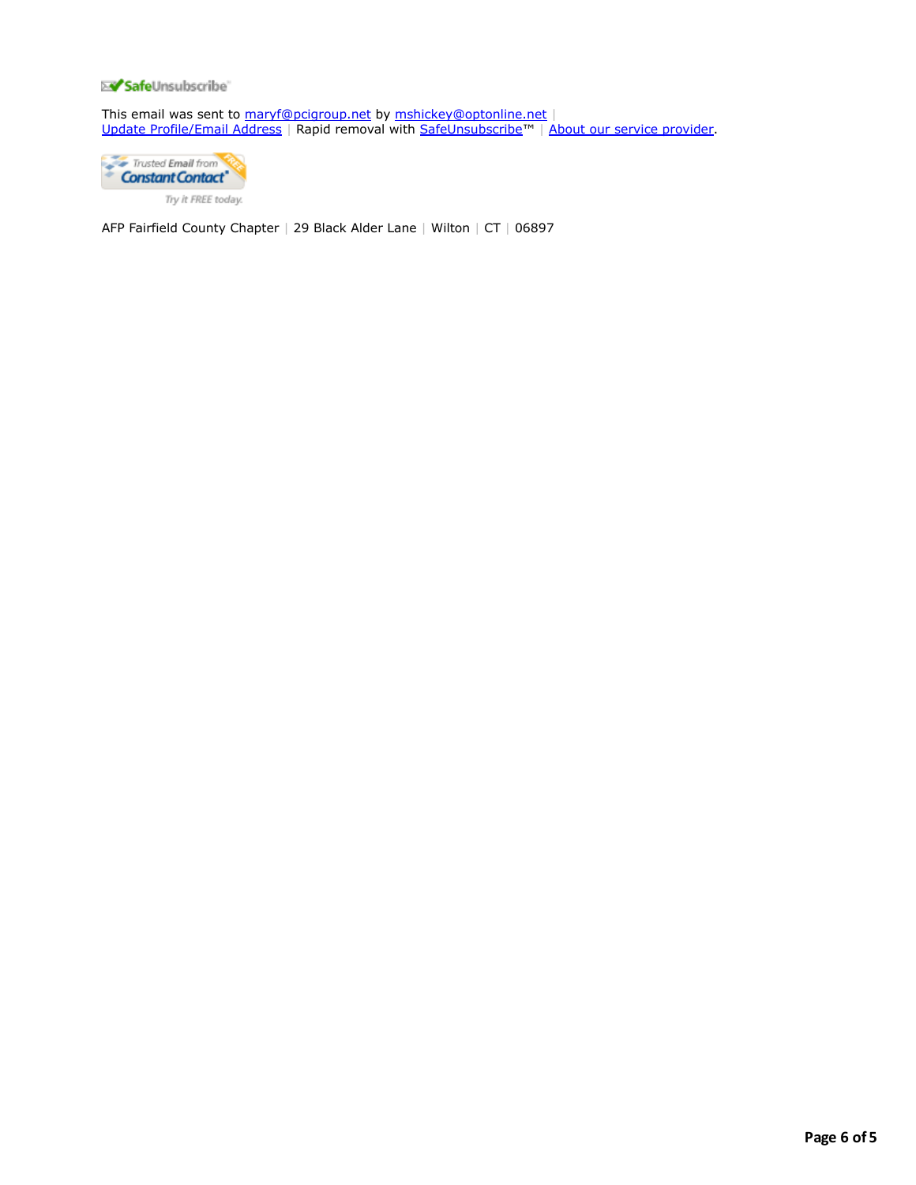SafeUnsubscribe

This email was sent to maryf@pcigroup.net by mshickey@optonline.net | Update Profile/Email Address | Rapid removal with SafeUnsubscribe™ | About our service provider.

Trusted Email from Constant Contact

Try it FREE today.

AFP Fairfield County Chapter | 29 Black Alder Lane | Wilton | CT | 06897